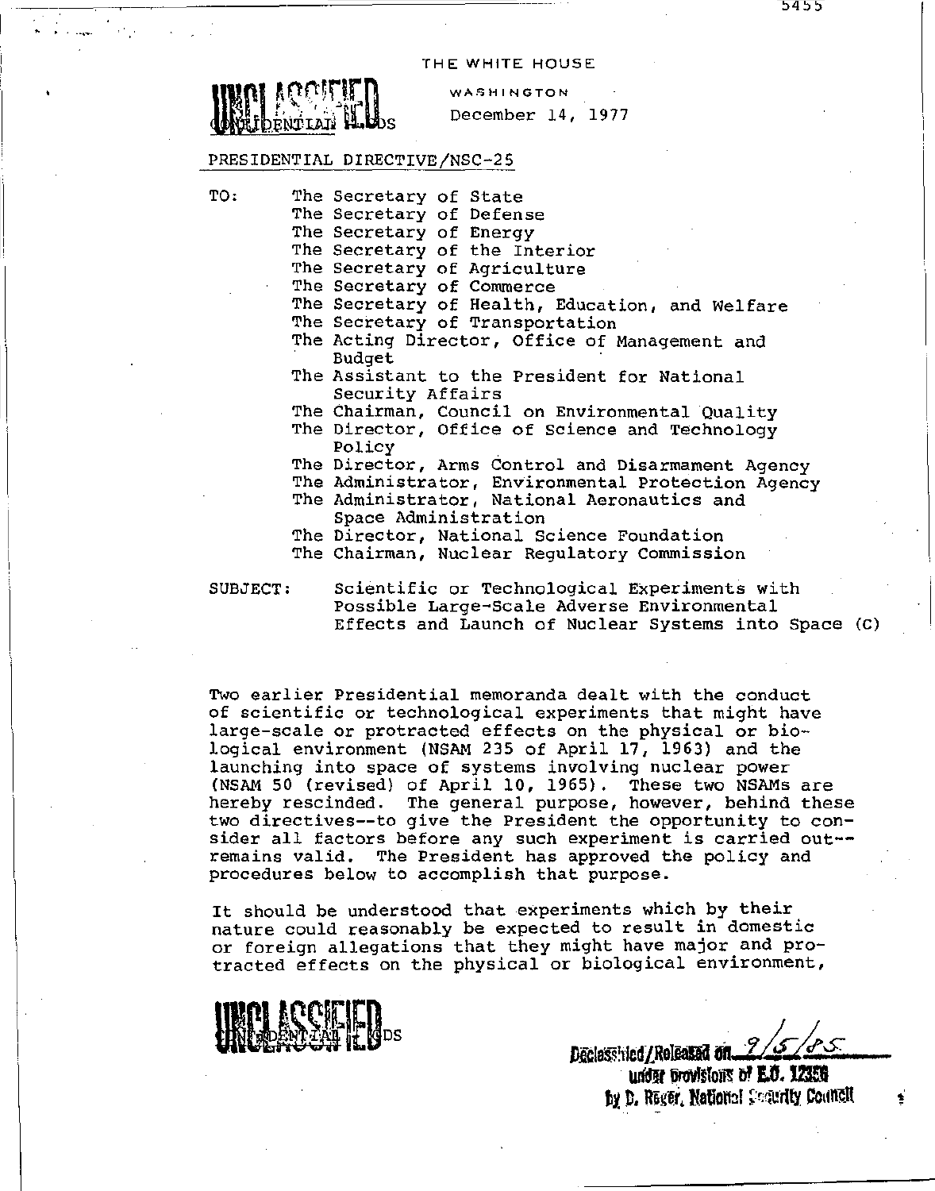THE WHITE HOUSE

UNCLASSIFIED
CONFIDENTIAL GDS

WASHINGTON
December 14, 1977

PRESIDENTIAL DIRECTIVE/NSC-25

TO:
The Secretary of State
The Secretary of Defense
The Secretary of Energy
The Secretary of the Interior
The Secretary of Agriculture
The Secretary of Commerce
The Secretary of Health, Education, and Welfare
The Secretary of Transportation
The Acting Director, Office of Management and Budget
The Assistant to the President for National Security Affairs
The Chairman, Council on Environmental Quality
The Director, Office of Science and Technology Policy
The Director, Arms Control and Disarmament Agency
The Administrator, Environmental Protection Agency
The Administrator, National Aeronautics and Space Administration
The Director, National Science Foundation
The Chairman, Nuclear Regulatory Commission

SUBJECT: Scientific or Technological Experiments with Possible Large-Scale Adverse Environmental Effects and Launch of Nuclear Systems into Space (C)

Two earlier Presidential memoranda dealt with the conduct of scientific or technological experiments that might have large-scale or protracted effects on the physical or biological environment (NSAM 235 of April 17, 1963) and the launching into space of systems involving nuclear power (NSAM 50 (revised) of April 10, 1965). These two NSAMs are hereby rescinded. The general purpose, however, behind these two directives--to give the President the opportunity to consider all factors before any such experiment is carried out--remains valid. The President has approved the policy and procedures below to accomplish that purpose.

It should be understood that experiments which by their nature could reasonably be expected to result in domestic or foreign allegations that they might have major and protracted effects on the physical or biological environment,

UNCLASSIFIED
CONFIDENTIAL GDS

Declassified/Released on 9/5/85
under provisions of E.O. 12356
by D. Reger, National Security Council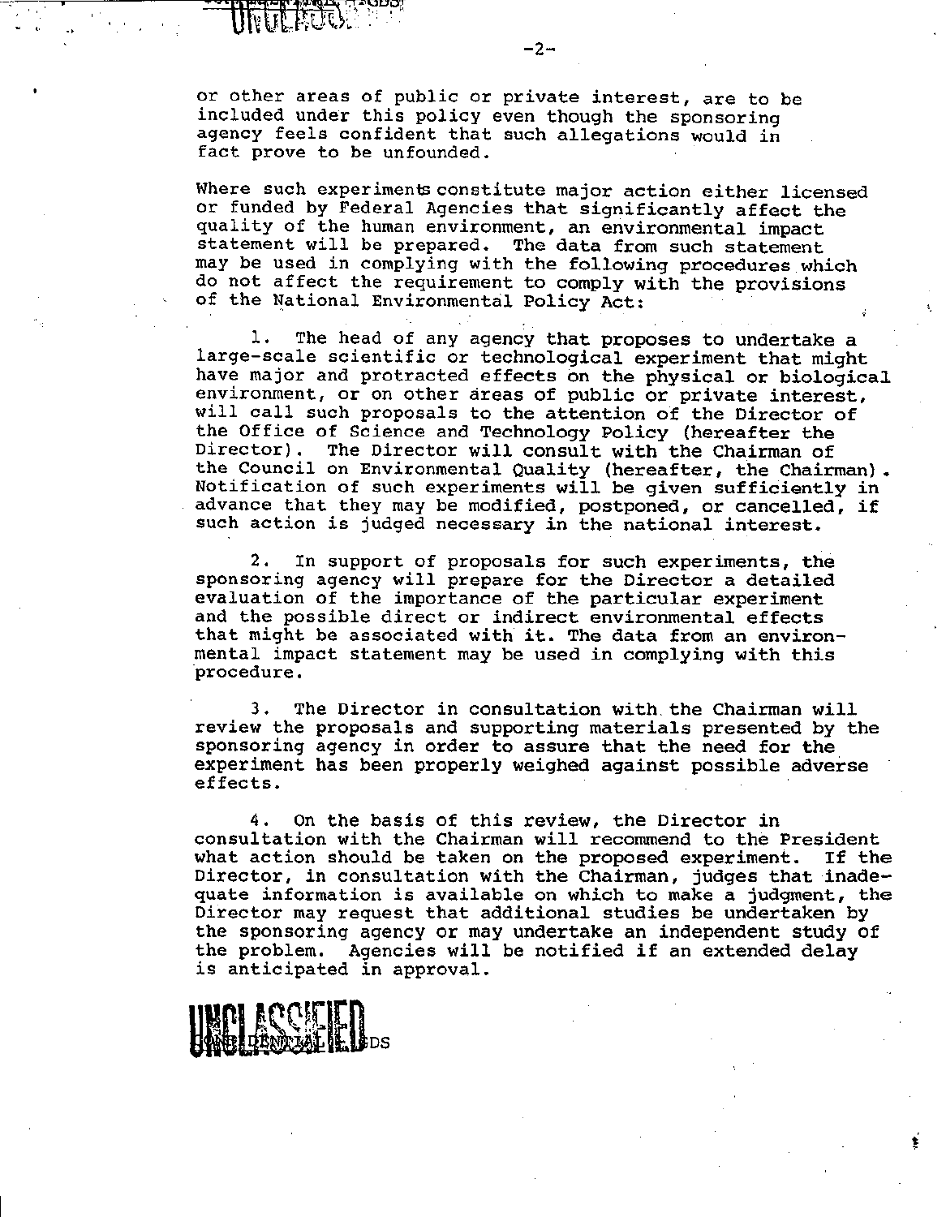or other areas of public or private interest, are to be included under this policy even though the sponsoring agency feels confident that such allegations would in fact prove to be unfounded.

Where such experiments constitute major action either licensed or funded by Federal Agencies that significantly affect the quality of the human environment, an environmental impact statement will be prepared. The data from such statement may be used in complying with the following procedures which do not affect the requirement to comply with the provisions of the National Environmental Policy Act:

1. The head of any agency that proposes to undertake a large-scale scientific or technological experiment that might have major and protracted effects on the physical or biological environment, or on other areas of public or private interest, will call such proposals to the attention of the Director of the Office of Science and Technology Policy (hereafter the Director). The Director will consult with the Chairman of the Council on Environmental Quality (hereafter, the Chairman). Notification of such experiments will be given sufficiently in advance that they may be modified, postponed, or cancelled, if such action is judged necessary in the national interest.

2. In support of proposals for such experiments, the sponsoring agency will prepare for the Director a detailed evaluation of the importance of the particular experiment and the possible direct or indirect environmental effects that might be associated with it. The data from an environmental impact statement may be used in complying with this procedure.

3. The Director in consultation with the Chairman will review the proposals and supporting materials presented by the sponsoring agency in order to assure that the need for the experiment has been properly weighed against possible adverse effects.

4. On the basis of this review, the Director in consultation with the Chairman will recommend to the President what action should be taken on the proposed experiment. If the Director, in consultation with the Chairman, judges that inadequate information is available on which to make a judgment, the Director may request that additional studies be undertaken by the sponsoring agency or may undertake an independent study of the problem. Agencies will be notified if an extended delay is anticipated in approval.

UNCLASSIFIED

CONFIDENTIAL GDS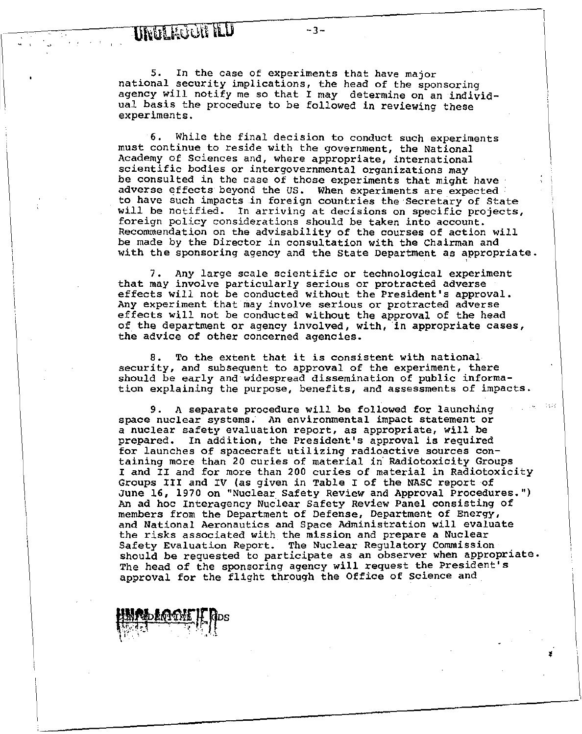5. In the case of experiments that have major national security implications, the head of the sponsoring agency will notify me so that I may determine on an individual basis the procedure to be followed in reviewing these experiments.

6. While the final decision to conduct such experiments must continue to reside with the government, the National Academy of Sciences and, where appropriate, international scientific bodies or intergovernmental organizations may be consulted in the case of those experiments that might have adverse effects beyond the US. When experiments are expected to have such impacts in foreign countries the Secretary of State will be notified. In arriving at decisions on specific projects, foreign policy considerations should be taken into account. Recommendation on the advisability of the courses of action will be made by the Director in consultation with the Chairman and with the sponsoring agency and the State Department as appropriate.

7. Any large scale scientific or technological experiment that may involve particularly serious or protracted adverse effects will not be conducted without the President's approval. Any experiment that may involve serious or protracted adverse effects will not be conducted without the approval of the head of the department or agency involved, with, in appropriate cases, the advice of other concerned agencies.

8. To the extent that it is consistent with national security, and subsequent to approval of the experiment, there should be early and widespread dissemination of public information explaining the purpose, benefits, and assessments of impacts.

9. A separate procedure will be followed for launching space nuclear systems. An environmental impact statement or a nuclear safety evaluation report, as appropriate, will be prepared. In addition, the President's approval is required for launches of spacecraft utilizing radioactive sources containing more than 20 curies of material in Radiotoxicity Groups I and II and for more than 200 curies of material in Radiotoxicity Groups III and IV (as given in Table I of the NASC report of June 16, 1970 on "Nuclear Safety Review and Approval Procedures.") An ad hoc Interagency Nuclear Safety Review Panel consisting of members from the Department of Defense, Department of Energy, and National Aeronautics and Space Administration will evaluate the risks associated with the mission and prepare a Nuclear Safety Evaluation Report. The Nuclear Regulatory Commission should be requested to participate as an observer when appropriate. The head of the sponsoring agency will request the President's approval for the flight through the Office of Science and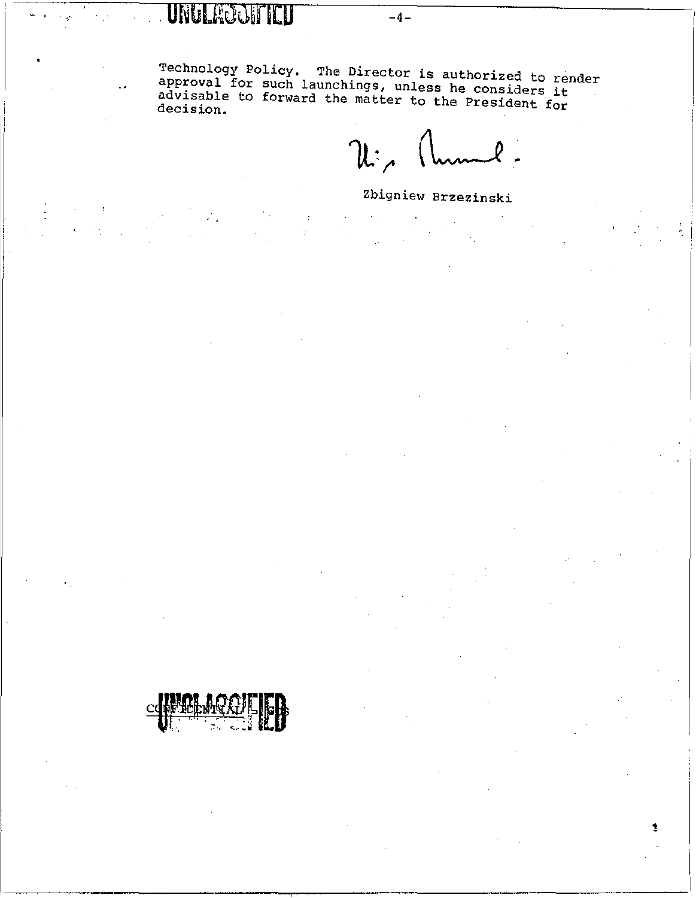Technology Policy. The Director is authorized to render approval for such launchings, unless he considers it advisable to forward the matter to the President for decision.

Zbigniew Brzezinski

UNCLASSIFIED

CONFIDENTIAL - GDS